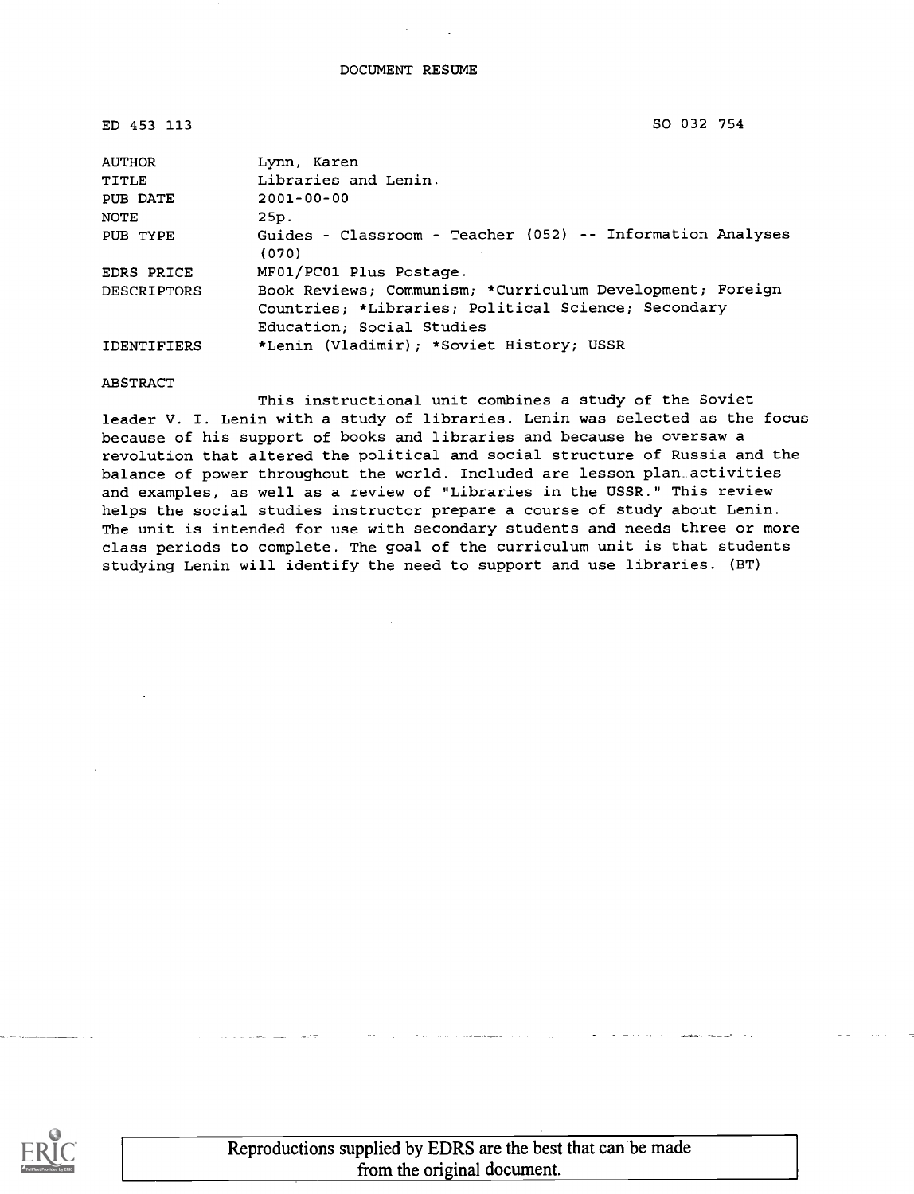DOCUMENT RESUME

| | |
|---|---|
| ED 453 113 | SO 032 754 |

| | |
|---|---|
| AUTHOR | Lynn, Karen |
| TITLE | Libraries and Lenin. |
| PUB DATE | 2001-00-00 |
| NOTE | 25p. |
| PUB TYPE | Guides - Classroom - Teacher (052) -- Information Analyses (070) |
| EDRS PRICE | MF01/PC01 Plus Postage. |
| DESCRIPTORS | Book Reviews; Communism; *Curriculum Development; Foreign Countries; *Libraries; Political Science; Secondary Education; Social Studies |
| IDENTIFIERS | *Lenin (Vladimir); *Soviet History; USSR |

ABSTRACT

This instructional unit combines a study of the Soviet leader V. I. Lenin with a study of libraries. Lenin was selected as the focus because of his support of books and libraries and because he oversaw a revolution that altered the political and social structure of Russia and the balance of power throughout the world. Included are lesson plan activities and examples, as well as a review of "Libraries in the USSR." This review helps the social studies instructor prepare a course of study about Lenin. The unit is intended for use with secondary students and needs three or more class periods to complete. The goal of the curriculum unit is that students studying Lenin will identify the need to support and use libraries. (BT)

Reproductions supplied by EDRS are the best that can be made from the original document.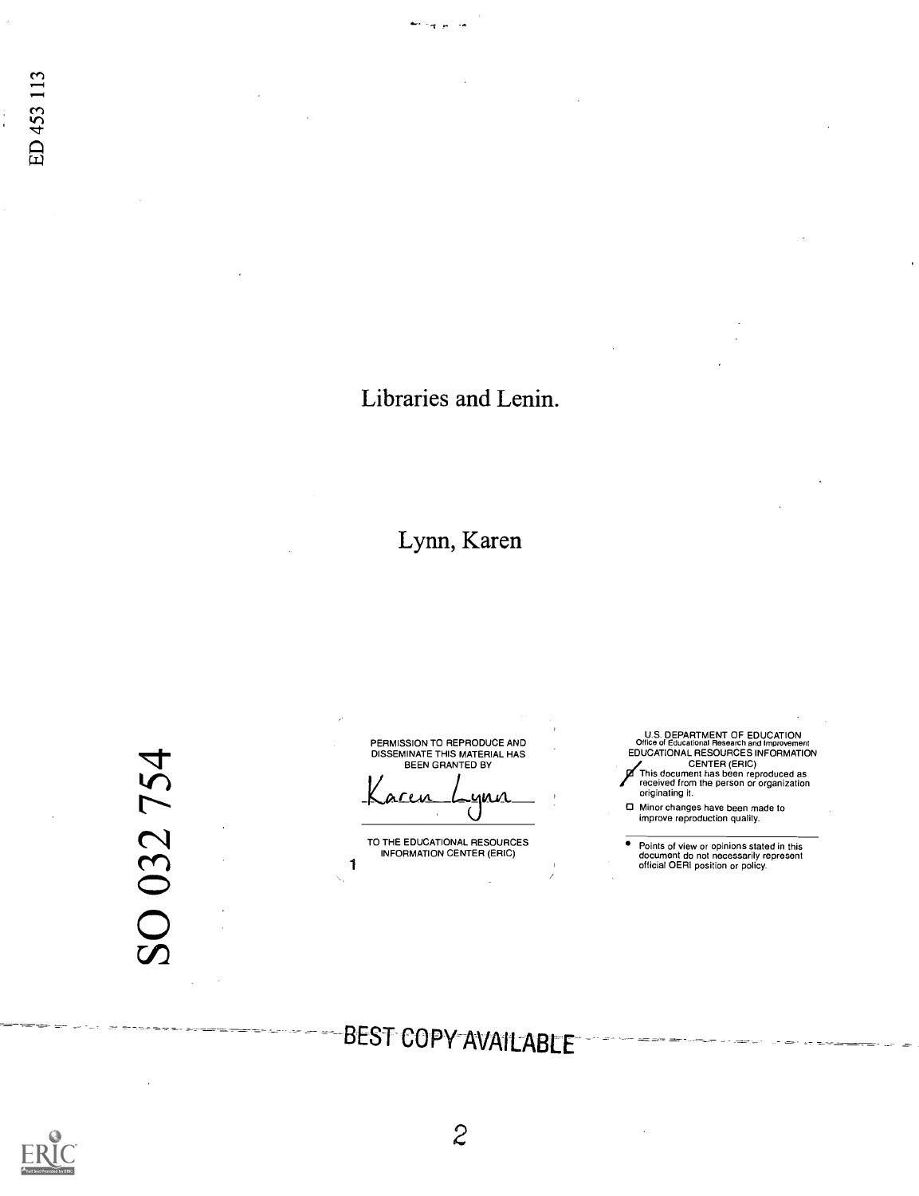ED 453 113

Libraries and Lenin.

Lynn, Karen

SO 032 754

PERMISSION TO REPRODUCE AND DISSEMINATE THIS MATERIAL HAS BEEN GRANTED BY

Karen Lynn

TO THE EDUCATIONAL RESOURCES INFORMATION CENTER (ERIC)

U.S. DEPARTMENT OF EDUCATION
Office of Educational Research and Improvement
EDUCATIONAL RESOURCES INFORMATION CENTER (ERIC)

- This document has been reproduced as received from the person or organization originating it.
- Minor changes have been made to improve reproduction quality.

- Points of view or opinions stated in this document do not necessarily represent official OERI position or policy.

BEST COPY AVAILABLE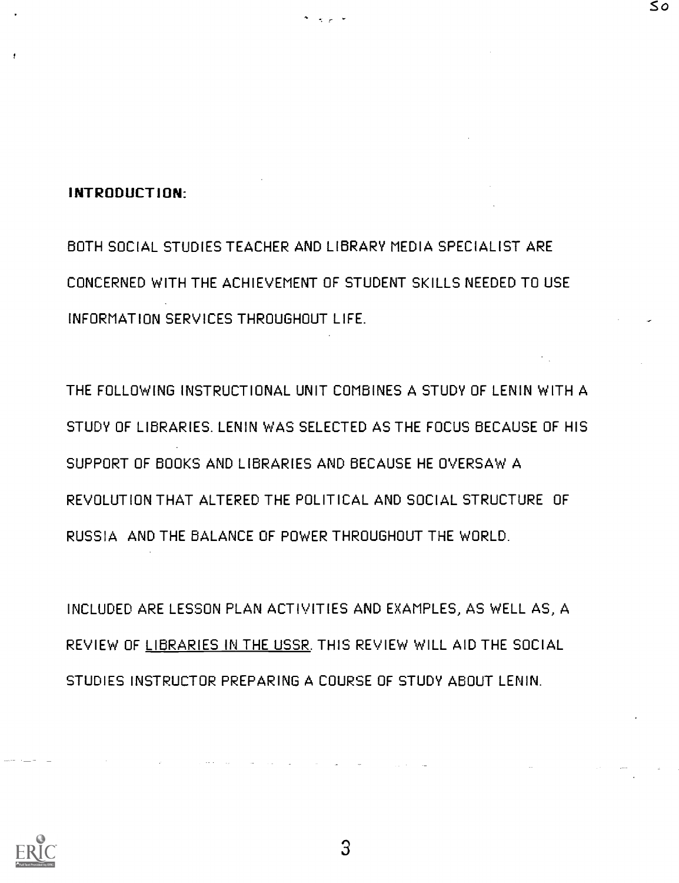**INTRODUCTION:**

BOTH SOCIAL STUDIES TEACHER AND LIBRARY MEDIA SPECIALIST ARE CONCERNED WITH THE ACHIEVEMENT OF STUDENT SKILLS NEEDED TO USE INFORMATION SERVICES THROUGHOUT LIFE.

THE FOLLOWING INSTRUCTIONAL UNIT COMBINES A STUDY OF LENIN WITH A STUDY OF LIBRARIES. LENIN WAS SELECTED AS THE FOCUS BECAUSE OF HIS SUPPORT OF BOOKS AND LIBRARIES AND BECAUSE HE OVERSAW A REVOLUTION THAT ALTERED THE POLITICAL AND SOCIAL STRUCTURE OF RUSSIA AND THE BALANCE OF POWER THROUGHOUT THE WORLD.

INCLUDED ARE LESSON PLAN ACTIVITIES AND EXAMPLES, AS WELL AS, A REVIEW OF LIBRARIES IN THE USSR. THIS REVIEW WILL AID THE SOCIAL STUDIES INSTRUCTOR PREPARING A COURSE OF STUDY ABOUT LENIN.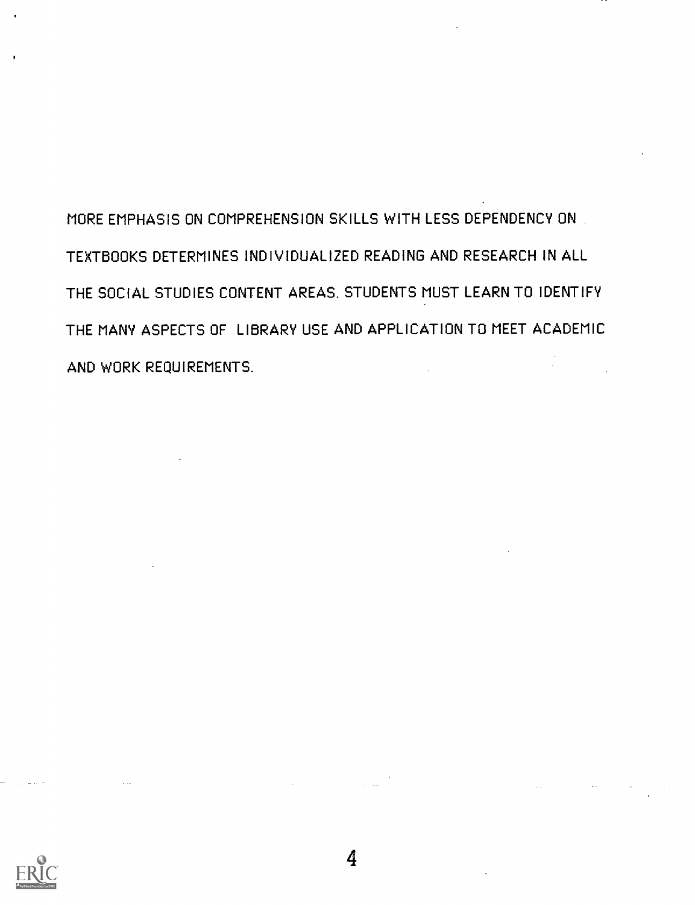MORE EMPHASIS ON COMPREHENSION SKILLS WITH LESS DEPENDENCY ON TEXTBOOKS DETERMINES INDIVIDUALIZED READING AND RESEARCH IN ALL THE SOCIAL STUDIES CONTENT AREAS. STUDENTS MUST LEARN TO IDENTIFY THE MANY ASPECTS OF LIBRARY USE AND APPLICATION TO MEET ACADEMIC AND WORK REQUIREMENTS.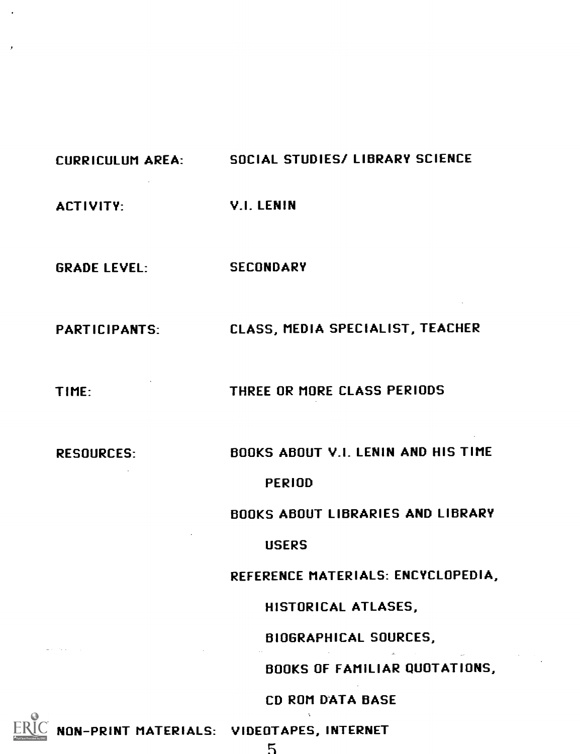CURRICULUM AREA: SOCIAL STUDIES/ LIBRARY SCIENCE

ACTIVITY: V.I. LENIN

GRADE LEVEL: SECONDARY

PARTICIPANTS: CLASS, MEDIA SPECIALIST, TEACHER

TIME: THREE OR MORE CLASS PERIODS

RESOURCES: BOOKS ABOUT V.I. LENIN AND HIS TIME PERIOD

BOOKS ABOUT LIBRARIES AND LIBRARY USERS

REFERENCE MATERIALS: ENCYCLOPEDIA, HISTORICAL ATLASES, BIOGRAPHICAL SOURCES, BOOKS OF FAMILIAR QUOTATIONS, CD ROM DATA BASE

NON-PRINT MATERIALS: VIDEOTAPES, INTERNET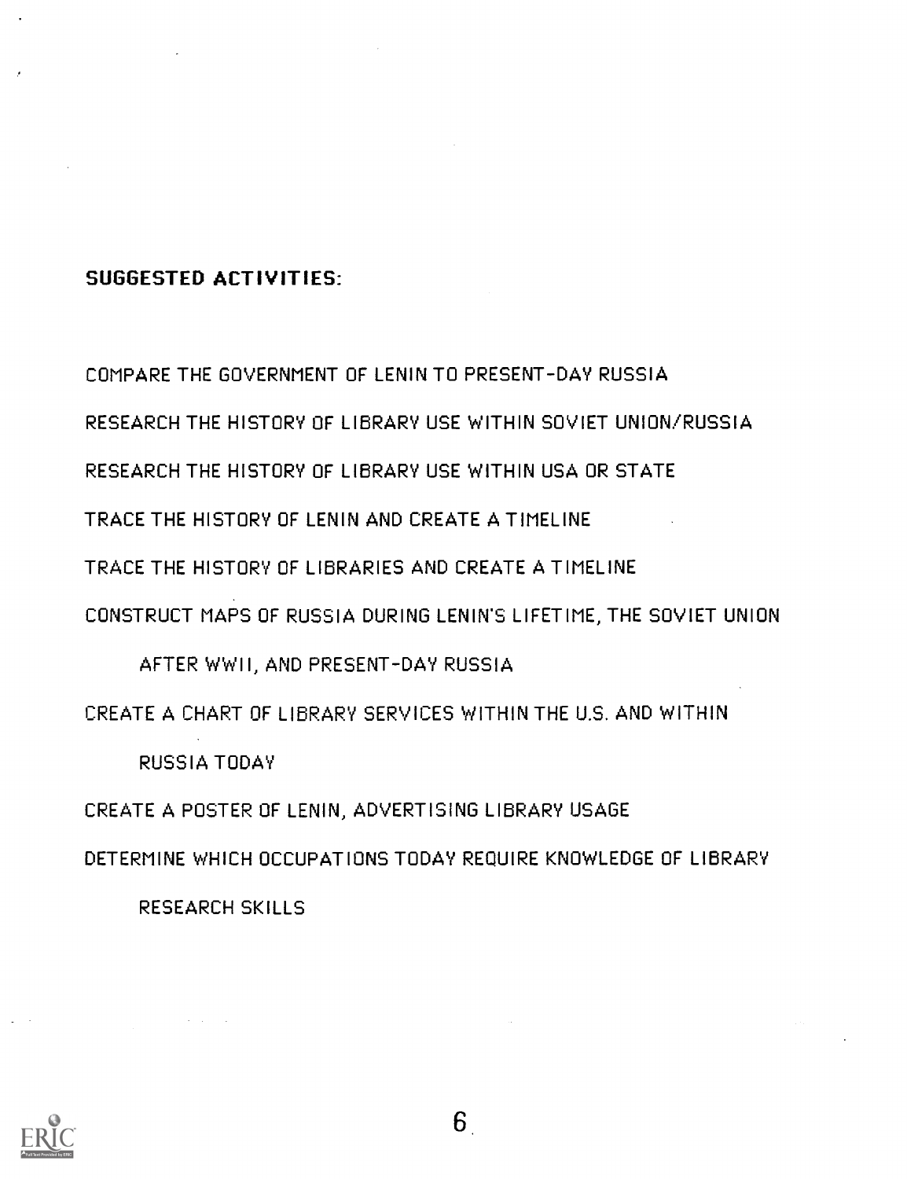**SUGGESTED ACTIVITIES:**

COMPARE THE GOVERNMENT OF LENIN TO PRESENT-DAY RUSSIA

RESEARCH THE HISTORY OF LIBRARY USE WITHIN SOVIET UNION/RUSSIA

RESEARCH THE HISTORY OF LIBRARY USE WITHIN USA OR STATE

TRACE THE HISTORY OF LENIN AND CREATE A TIMELINE

TRACE THE HISTORY OF LIBRARIES AND CREATE A TIMELINE

CONSTRUCT MAPS OF RUSSIA DURING LENIN'S LIFETIME, THE SOVIET UNION AFTER WWII, AND PRESENT-DAY RUSSIA

CREATE A CHART OF LIBRARY SERVICES WITHIN THE U.S. AND WITHIN RUSSIA TODAY

CREATE A POSTER OF LENIN, ADVERTISING LIBRARY USAGE

DETERMINE WHICH OCCUPATIONS TODAY REQUIRE KNOWLEDGE OF LIBRARY RESEARCH SKILLS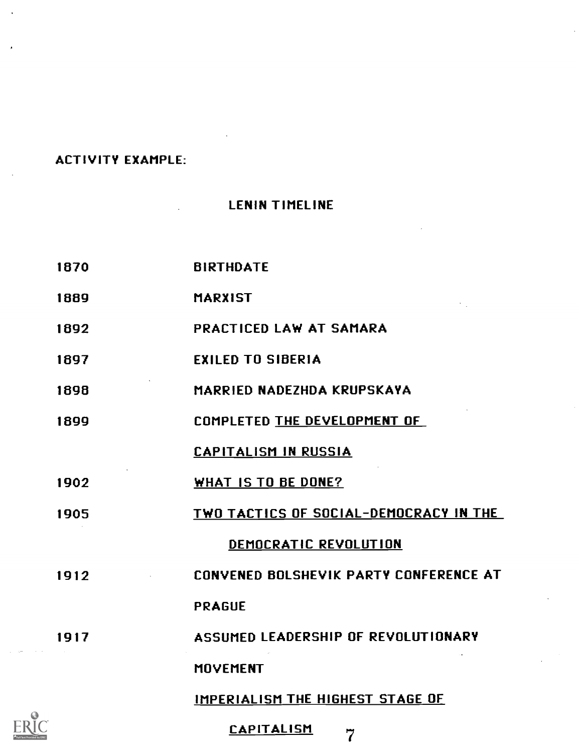ACTIVITY EXAMPLE:

## LENIN TIMELINE

| | |
|---|---|
| 1870 | BIRTHDATE |
| 1889 | MARXIST |
| 1892 | PRACTICED LAW AT SAMARA |
| 1897 | EXILED TO SIBERIA |
| 1898 | MARRIED NADEZHDA KRUPSKAYA |
| 1899 | COMPLETED <u>THE DEVELOPMENT OF CAPITALISM IN RUSSIA</u> |
| 1902 | <u>WHAT IS TO BE DONE?</u> |
| 1905 | <u>TWO TACTICS OF SOCIAL-DEMOCRACY IN THE DEMOCRATIC REVOLUTION</u> |
| 1912 | CONVENED BOLSHEVIK PARTY CONFERENCE AT PRAGUE |
| 1917 | ASSUMED LEADERSHIP OF REVOLUTIONARY MOVEMENT |
| | <u>IMPERIALISM THE HIGHEST STAGE OF CAPITALISM</u> |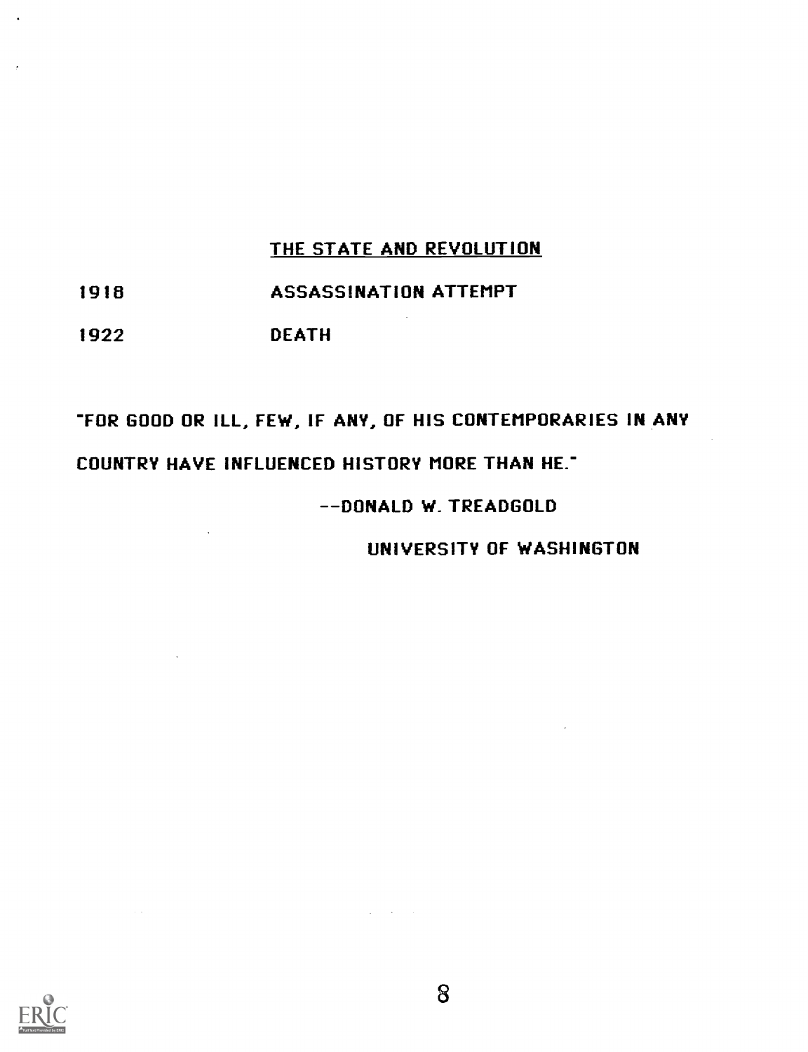<u>THE STATE AND REVOLUTION</u>

1918 ASSASSINATION ATTEMPT

1922 DEATH

"FOR GOOD OR ILL, FEW, IF ANY, OF HIS CONTEMPORARIES IN ANY COUNTRY HAVE INFLUENCED HISTORY MORE THAN HE."

--DONALD W. TREADGOLD

UNIVERSITY OF WASHINGTON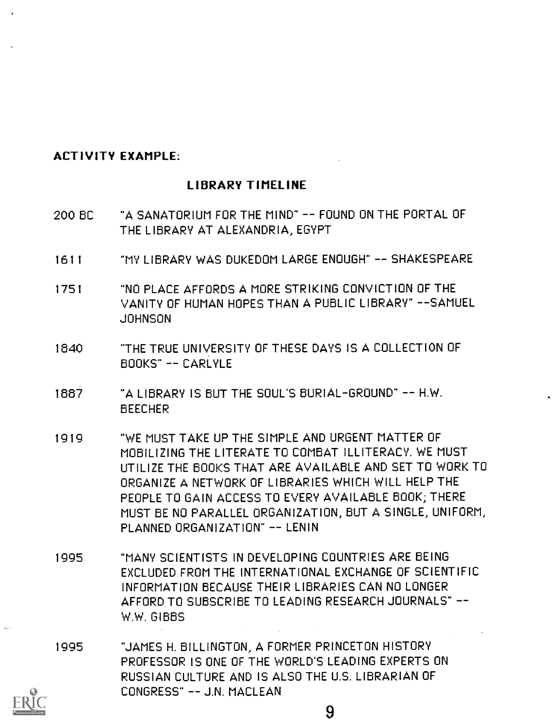**ACTIVITY EXAMPLE:**

## LIBRARY TIMELINE

200 BC "A SANATORIUM FOR THE MIND" -- FOUND ON THE PORTAL OF THE LIBRARY AT ALEXANDRIA, EGYPT

1611 "MY LIBRARY WAS DUKEDOM LARGE ENOUGH" -- SHAKESPEARE

1751 "NO PLACE AFFORDS A MORE STRIKING CONVICTION OF THE VANITY OF HUMAN HOPES THAN A PUBLIC LIBRARY" --SAMUEL JOHNSON

1840 "THE TRUE UNIVERSITY OF THESE DAYS IS A COLLECTION OF BOOKS" -- CARLYLE

1887 "A LIBRARY IS BUT THE SOUL'S BURIAL-GROUND" -- H.W. BEECHER

1919 "WE MUST TAKE UP THE SIMPLE AND URGENT MATTER OF MOBILIZING THE LITERATE TO COMBAT ILLITERACY. WE MUST UTILIZE THE BOOKS THAT ARE AVAILABLE AND SET TO WORK TO ORGANIZE A NETWORK OF LIBRARIES WHICH WILL HELP THE PEOPLE TO GAIN ACCESS TO EVERY AVAILABLE BOOK; THERE MUST BE NO PARALLEL ORGANIZATION, BUT A SINGLE, UNIFORM, PLANNED ORGANIZATION" -- LENIN

1995 "MANY SCIENTISTS IN DEVELOPING COUNTRIES ARE BEING EXCLUDED FROM THE INTERNATIONAL EXCHANGE OF SCIENTIFIC INFORMATION BECAUSE THEIR LIBRARIES CAN NO LONGER AFFORD TO SUBSCRIBE TO LEADING RESEARCH JOURNALS" -- W.W. GIBBS

1995 "JAMES H. BILLINGTON, A FORMER PRINCETON HISTORY PROFESSOR IS ONE OF THE WORLD'S LEADING EXPERTS ON RUSSIAN CULTURE AND IS ALSO THE U.S. LIBRARIAN OF CONGRESS" -- J.N. MACLEAN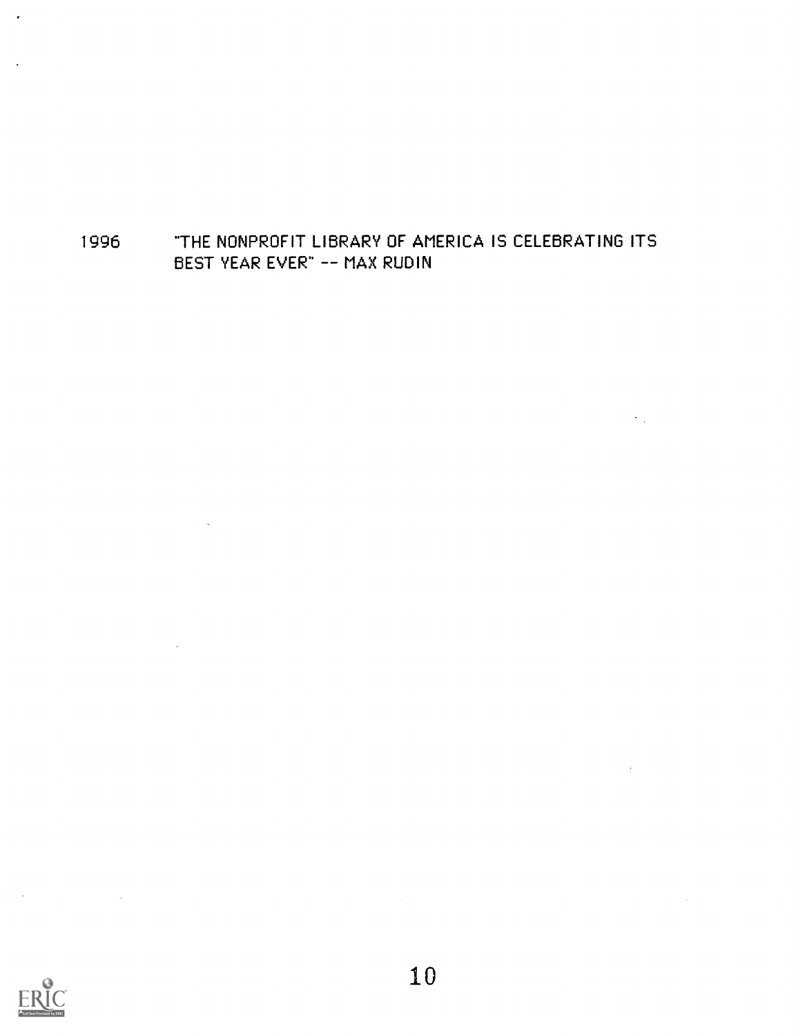1996 "THE NONPROFIT LIBRARY OF AMERICA IS CELEBRATING ITS BEST YEAR EVER" -- MAX RUDIN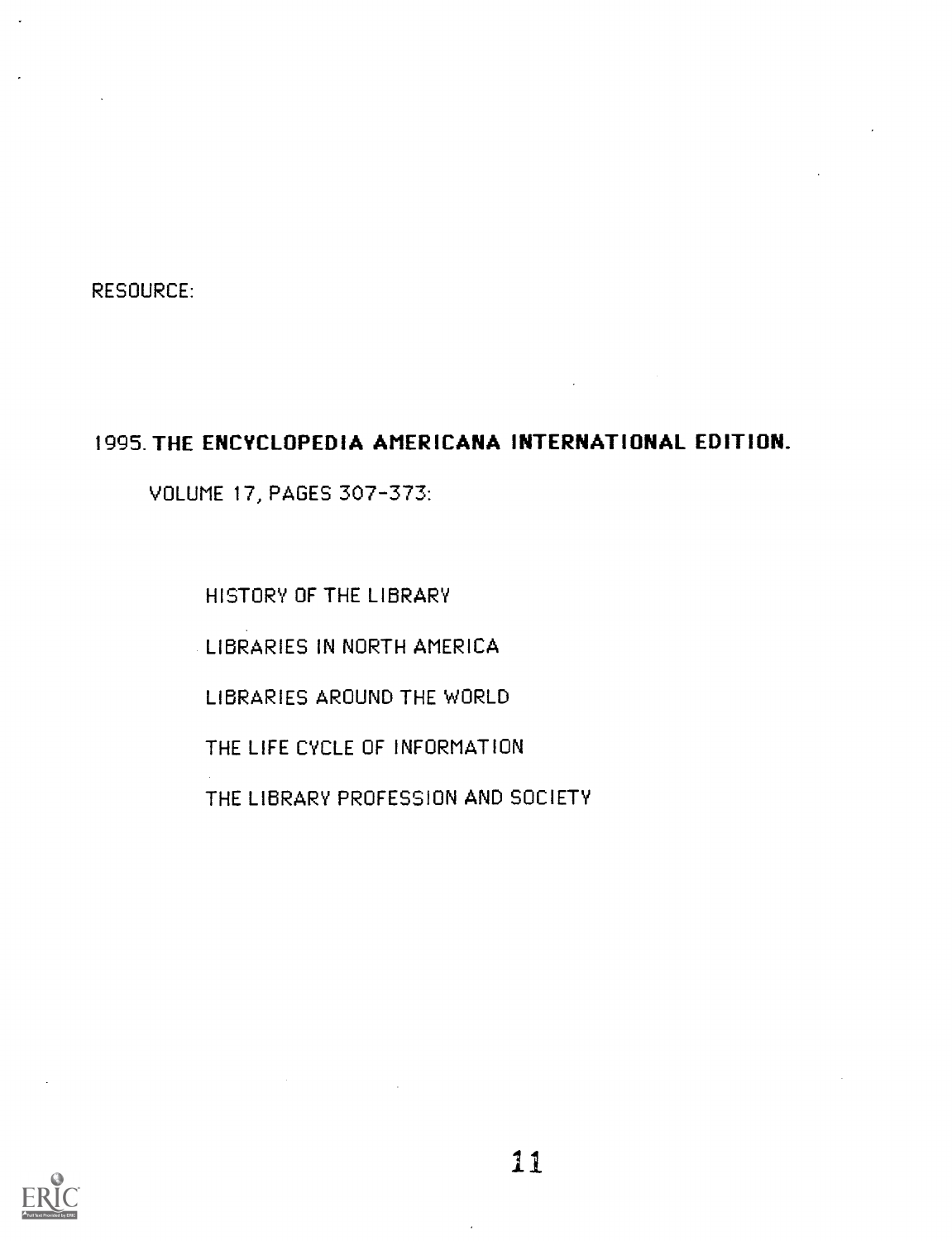RESOURCE:

1995. **THE ENCYCLOPEDIA AMERICANA INTERNATIONAL EDITION.**

VOLUME 17, PAGES 307-373:

- HISTORY OF THE LIBRARY
- LIBRARIES IN NORTH AMERICA
- LIBRARIES AROUND THE WORLD
- THE LIFE CYCLE OF INFORMATION
- THE LIBRARY PROFESSION AND SOCIETY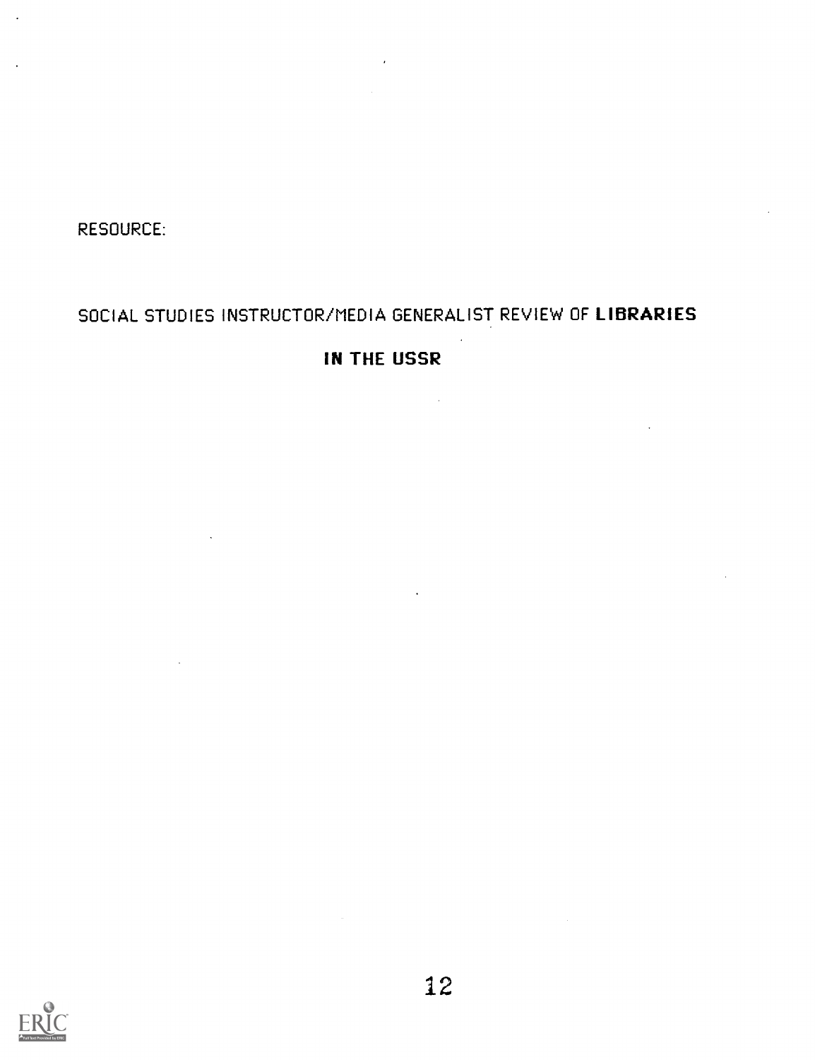RESOURCE:

# SOCIAL STUDIES INSTRUCTOR/MEDIA GENERALIST REVIEW OF **LIBRARIES IN THE USSR**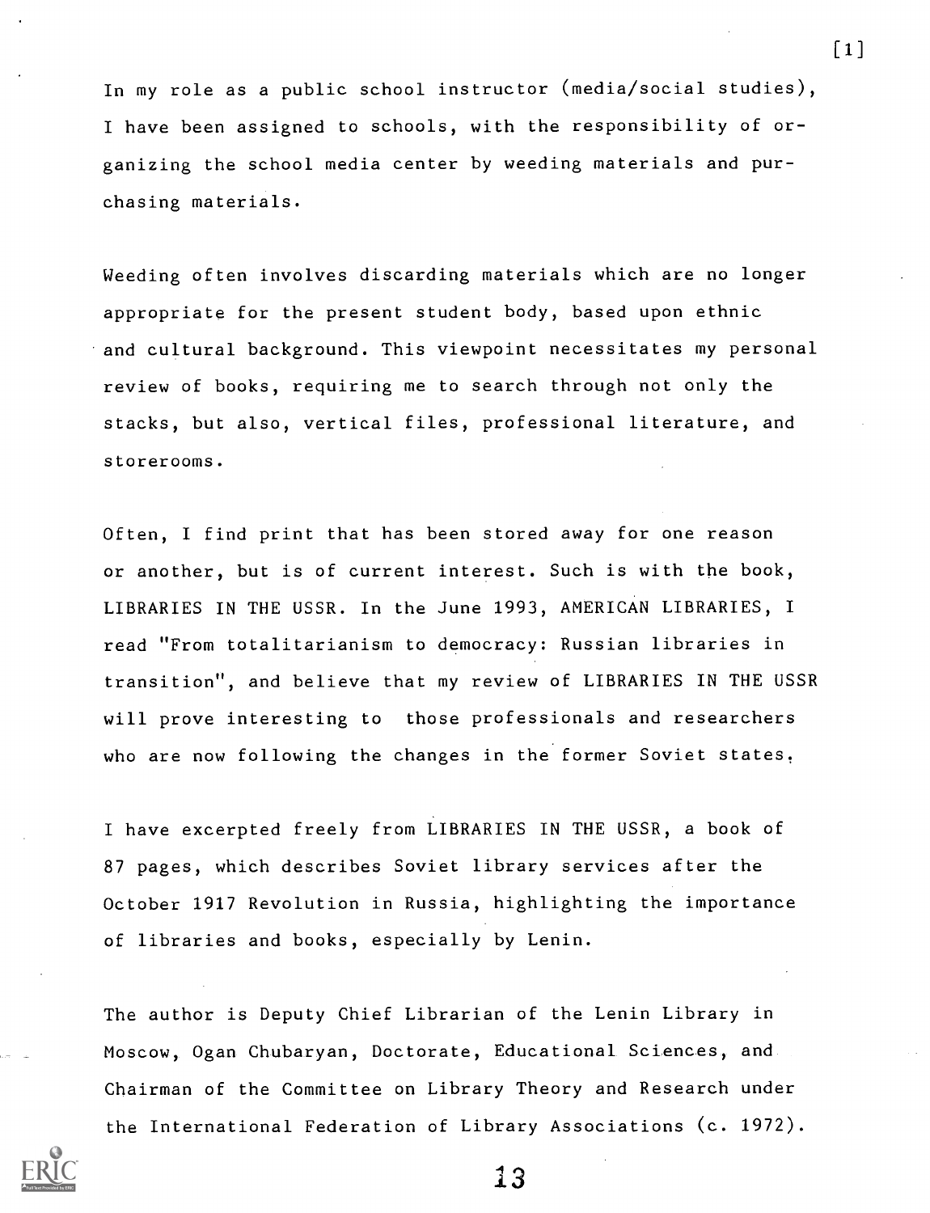In my role as a public school instructor (media/social studies), I have been assigned to schools, with the responsibility of organizing the school media center by weeding materials and purchasing materials.

Weeding often involves discarding materials which are no longer appropriate for the present student body, based upon ethnic and cultural background. This viewpoint necessitates my personal review of books, requiring me to search through not only the stacks, but also, vertical files, professional literature, and storerooms.

Often, I find print that has been stored away for one reason or another, but is of current interest. Such is with the book, LIBRARIES IN THE USSR. In the June 1993, AMERICAN LIBRARIES, I read "From totalitarianism to democracy: Russian libraries in transition", and believe that my review of LIBRARIES IN THE USSR will prove interesting to those professionals and researchers who are now following the changes in the former Soviet states.

I have excerpted freely from LIBRARIES IN THE USSR, a book of 87 pages, which describes Soviet library services after the October 1917 Revolution in Russia, highlighting the importance of libraries and books, especially by Lenin.

The author is Deputy Chief Librarian of the Lenin Library in Moscow, Ogan Chubaryan, Doctorate, Educational Sciences, and Chairman of the Committee on Library Theory and Research under the International Federation of Library Associations (c. 1972).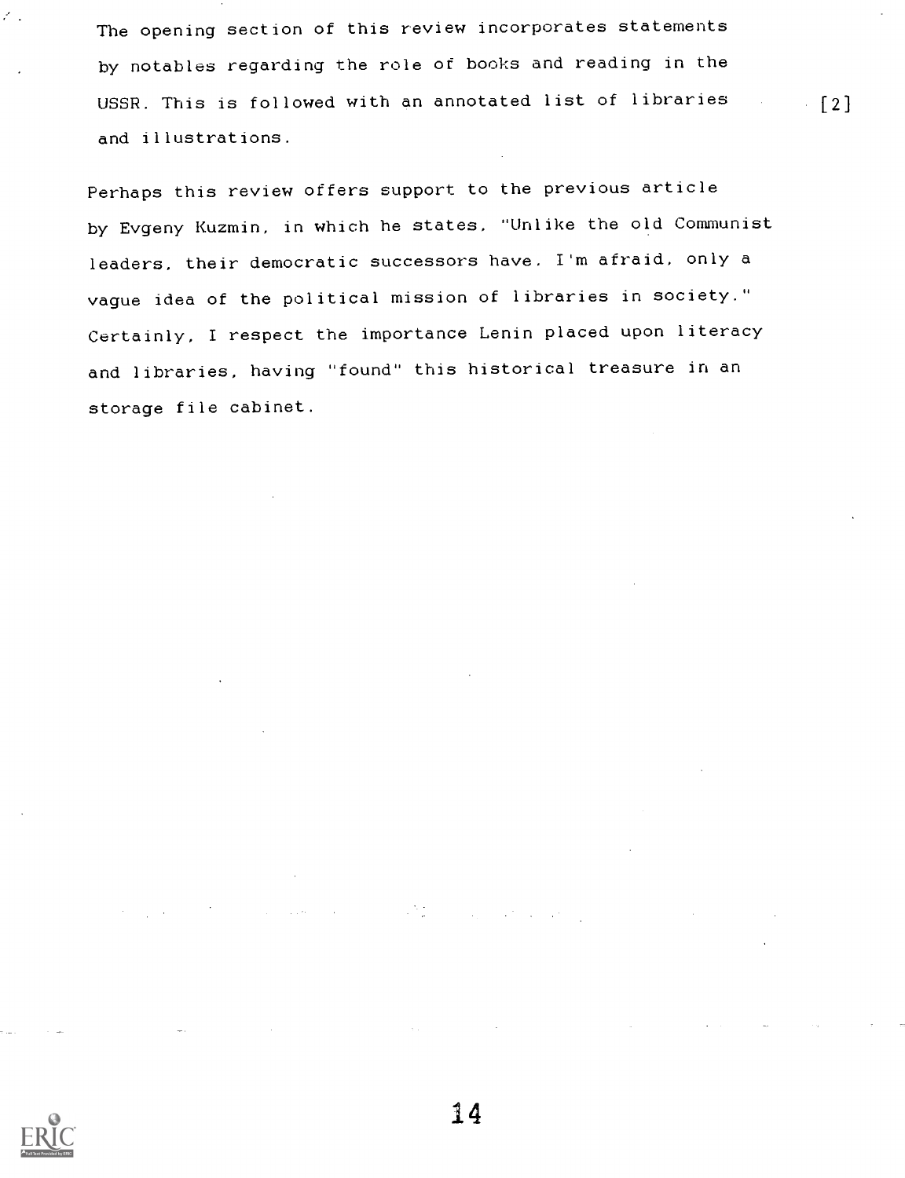The opening section of this review incorporates statements by notables regarding the role of books and reading in the USSR. This is followed with an annotated list of libraries and illustrations. [2]

Perhaps this review offers support to the previous article by Evgeny Kuzmin, in which he states, "Unlike the old Communist leaders, their democratic successors have, I'm afraid, only a vague idea of the political mission of libraries in society." Certainly, I respect the importance Lenin placed upon literacy and libraries, having "found" this historical treasure in an storage file cabinet.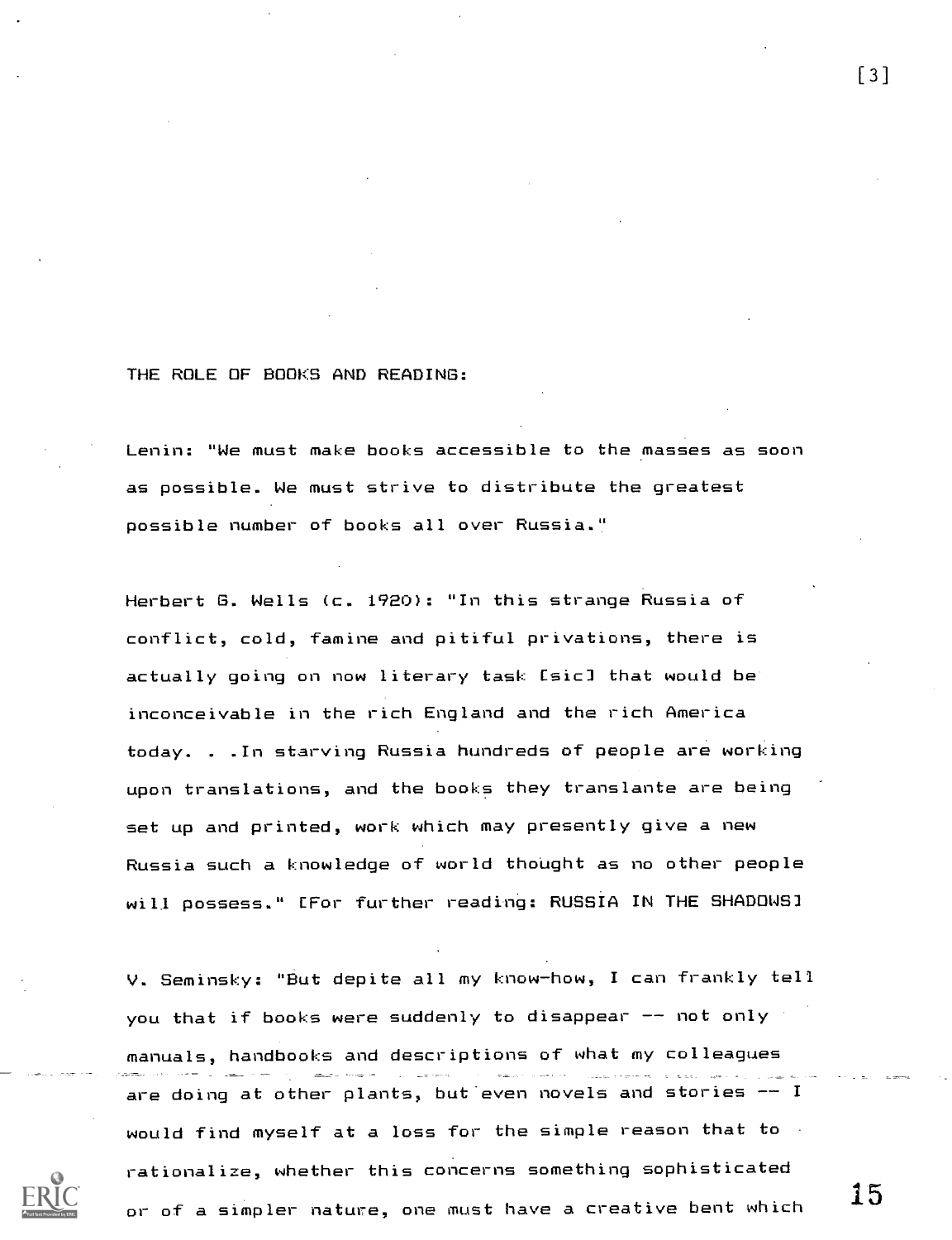THE ROLE OF BOOKS AND READING:

Lenin: "We must make books accessible to the masses as soon as possible. We must strive to distribute the greatest possible number of books all over Russia."

Herbert G. Wells (c. 1920): "In this strange Russia of conflict, cold, famine and pitiful privations, there is actually going on now literary task [sic] that would be inconceivable in the rich England and the rich America today. . .In starving Russia hundreds of people are working upon translations, and the books they translante are being set up and printed, work which may presently give a new Russia such a knowledge of world thought as no other people will possess." [For further reading: RUSSIA IN THE SHADOWS]

V. Seminsky: "But depite all my know-how, I can frankly tell you that if books were suddenly to disappear -- not only manuals, handbooks and descriptions of what my colleagues are doing at other plants, but even novels and stories -- I would find myself at a loss for the simple reason that to rationalize, whether this concerns something sophisticated or of a simpler nature, one must have a creative bent which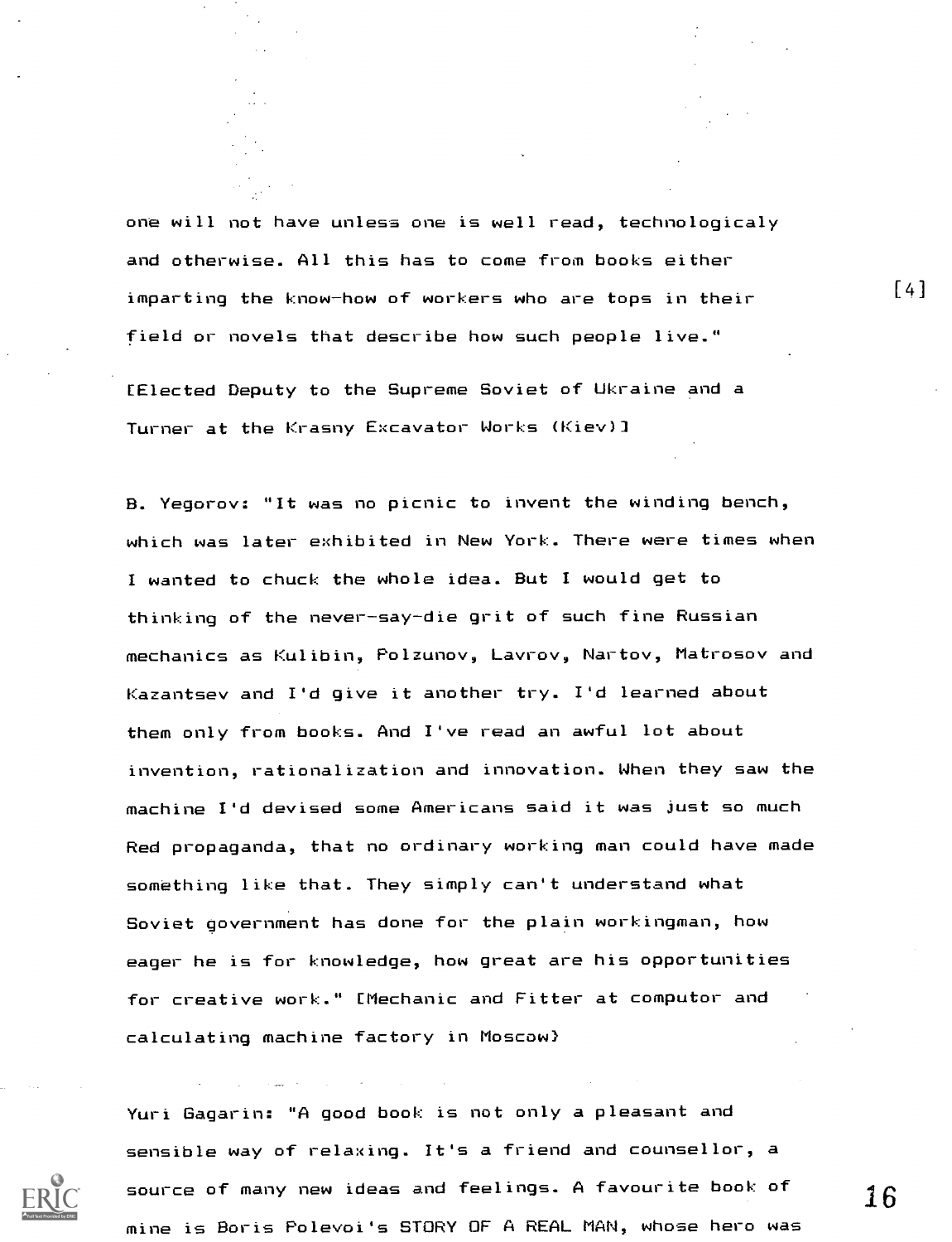one will not have unless one is well read, technologicaly and otherwise. All this has to come from books either imparting the know-how of workers who are tops in their field or novels that describe how such people live."

[4]

[Elected Deputy to the Supreme Soviet of Ukraine and a Turner at the Krasny Excavator Works (Kiev)]

B. Yegorov: "It was no picnic to invent the winding bench, which was later exhibited in New York. There were times when I wanted to chuck the whole idea. But I would get to thinking of the never-say-die grit of such fine Russian mechanics as Kulibin, Polzunov, Lavrov, Nartov, Matrosov and Kazantsev and I'd give it another try. I'd learned about them only from books. And I've read an awful lot about invention, rationalization and innovation. When they saw the machine I'd devised some Americans said it was just so much Red propaganda, that no ordinary working man could have made something like that. They simply can't understand what Soviet government has done for the plain workingman, how eager he is for knowledge, how great are his opportunities for creative work." [Mechanic and Fitter at computor and calculating machine factory in Moscow}

Yuri Gagarin: "A good book is not only a pleasant and sensible way of relaxing. It's a friend and counsellor, a source of many new ideas and feelings. A favourite book of mine is Boris Polevoi's STORY OF A REAL MAN, whose hero was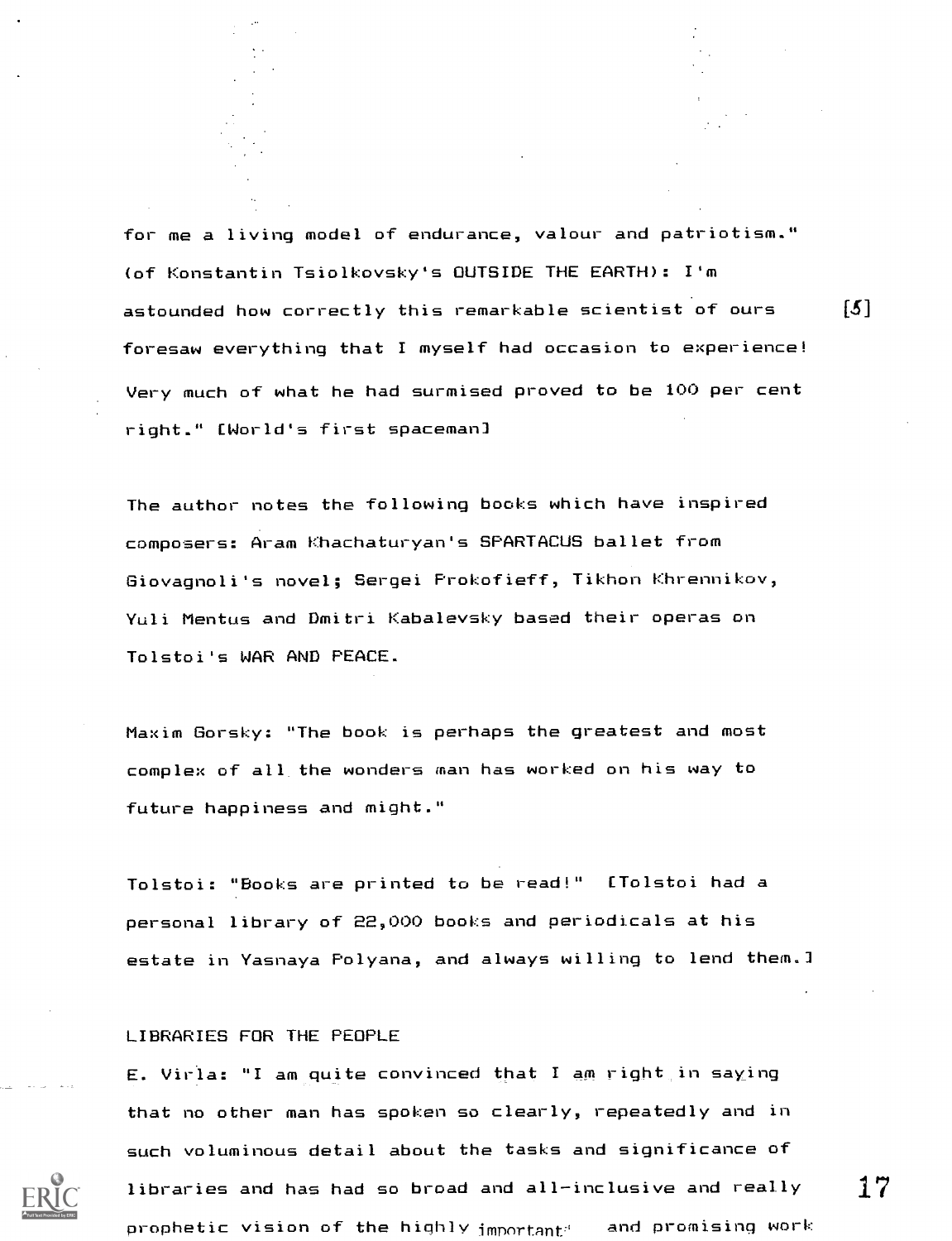for me a living model of endurance, valour and patriotism." (of Konstantin Tsiolkovsky's OUTSIDE THE EARTH): I'm astounded how correctly this remarkable scientist of ours foresaw everything that I myself had occasion to experience! Very much of what he had surmised proved to be 100 per cent right." [World's first spaceman] [5]

The author notes the following books which have inspired composers: Aram Khachaturyan's SPARTACUS ballet from Giovagnoli's novel; Sergei Prokofieff, Tikhon Khrennikov, Yuli Mentus and Dmitri Kabalevsky based their operas on Tolstoi's WAR AND PEACE.

Maxim Gorsky: "The book is perhaps the greatest and most complex of all the wonders man has worked on his way to future happiness and might."

Tolstoi: "Books are printed to be read!" [Tolstoi had a personal library of 22,000 books and periodicals at his estate in Yasnaya Polyana, and always willing to lend them.]

LIBRARIES FOR THE PEOPLE

E. Virla: "I am quite convinced that I am right in saying that no other man has spoken so clearly, repeatedly and in such voluminous detail about the tasks and significance of libraries and has had so broad and all-inclusive and really prophetic vision of the highly important and promising work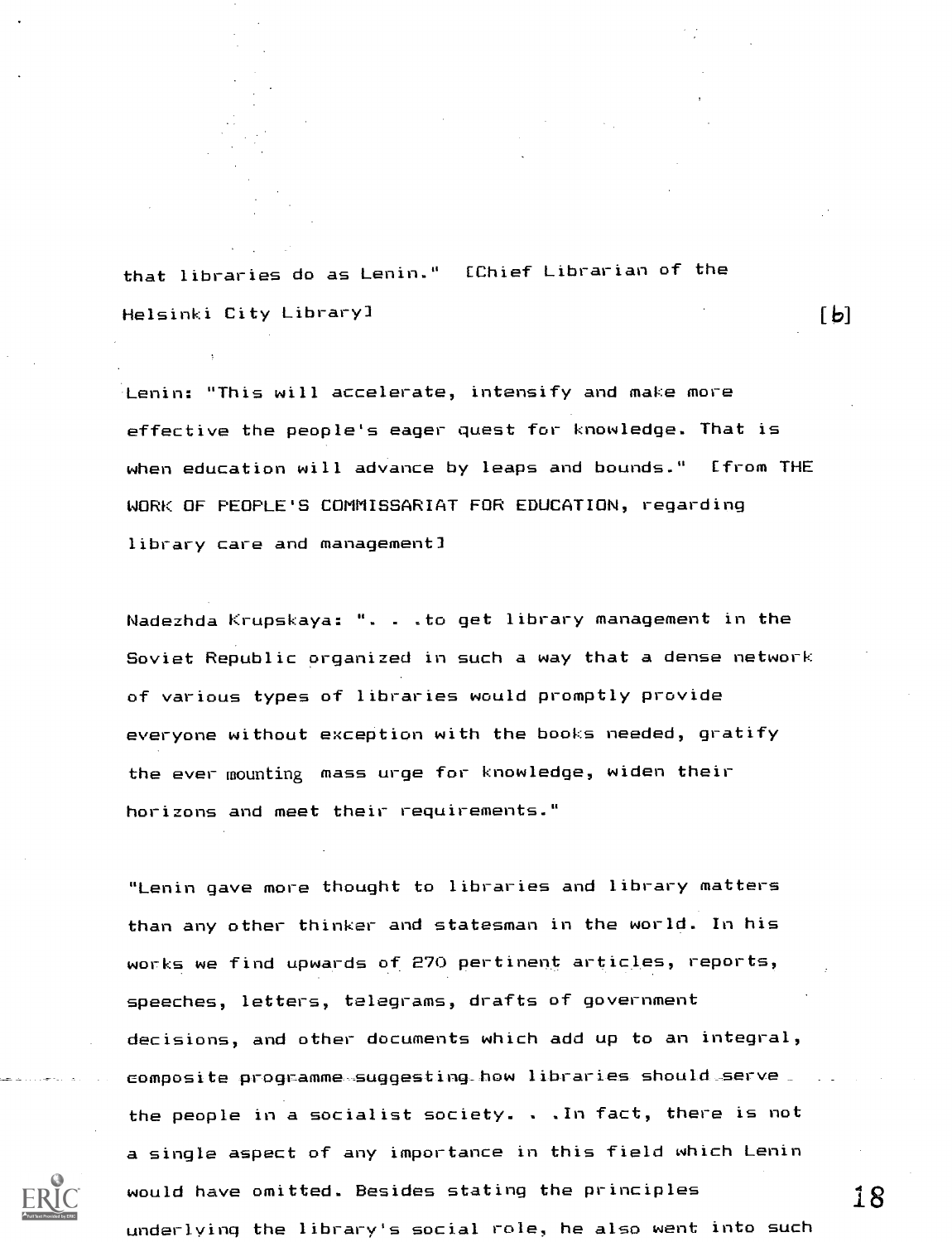that libraries do as Lenin." [Chief Librarian of the Helsinki City Library] [b]

Lenin: "This will accelerate, intensify and make more effective the people's eager quest for knowledge. That is when education will advance by leaps and bounds." [from THE WORK OF PEOPLE'S COMMISSARIAT FOR EDUCATION, regarding library care and management]

Nadezhda Krupskaya: ". . .to get library management in the Soviet Republic organized in such a way that a dense network of various types of libraries would promptly provide everyone without exception with the books needed, gratify the ever mounting mass urge for knowledge, widen their horizons and meet their requirements."

"Lenin gave more thought to libraries and library matters than any other thinker and statesman in the world. In his works we find upwards of 270 pertinent articles, reports, speeches, letters, telegrams, drafts of government decisions, and other documents which add up to an integral, composite programme suggesting how libraries should serve the people in a socialist society. . .In fact, there is not a single aspect of any importance in this field which Lenin would have omitted. Besides stating the principles underlying the library's social role, he also went into such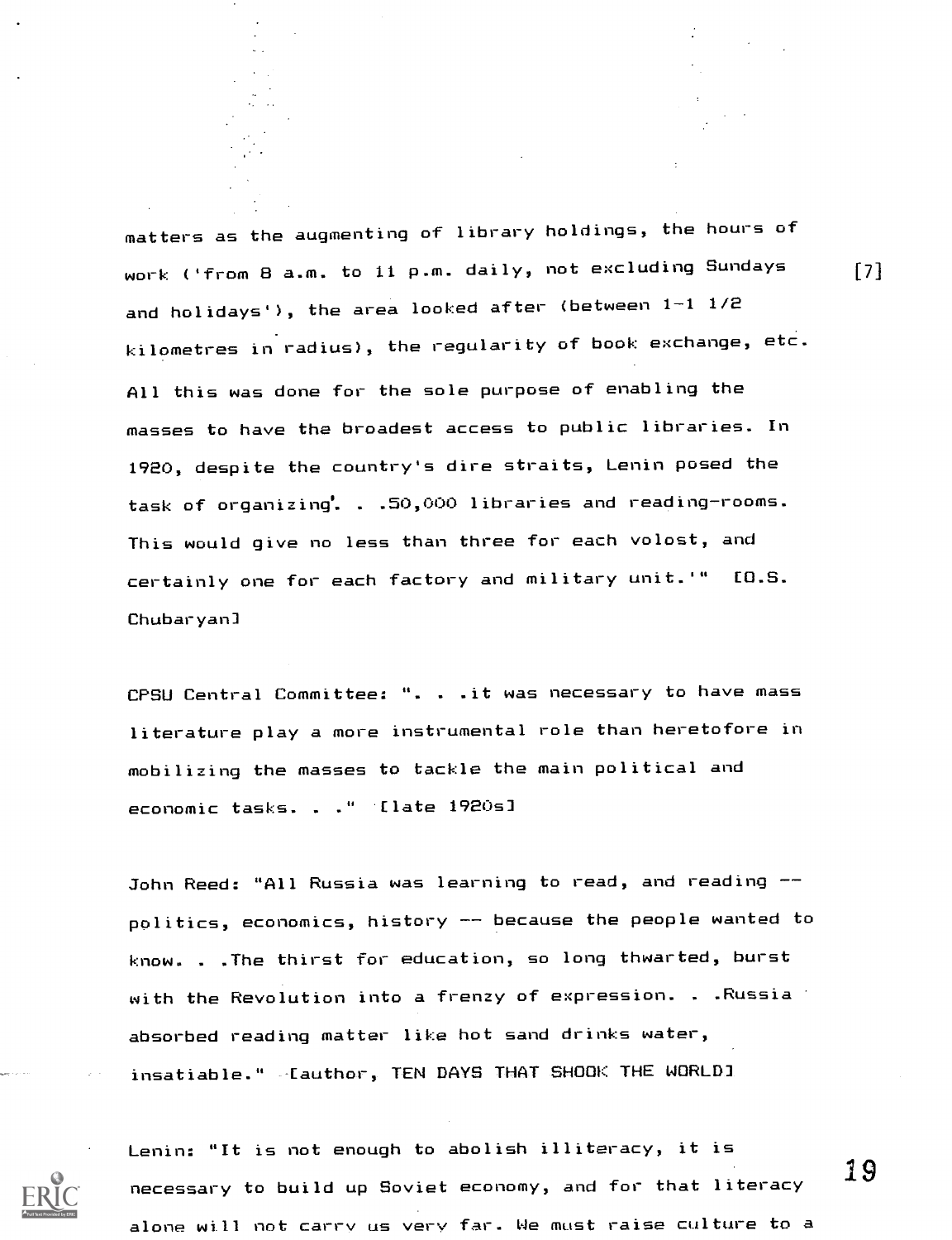matters as the augmenting of library holdings, the hours of work ('from 8 a.m. to 11 p.m. daily, not excluding Sundays and holidays'), the area looked after (between 1-1 1/2 kilometres in radius), the regularity of book exchange, etc. All this was done for the sole purpose of enabling the masses to have the broadest access to public libraries. In 1920, despite the country's dire straits, Lenin posed the task of organizing'. . .50,000 libraries and reading-rooms. This would give no less than three for each volost, and certainly one for each factory and military unit.'" [O.S. Chubaryan]

[7]

CPSU Central Committee: ". . .it was necessary to have mass literature play a more instrumental role than heretofore in mobilizing the masses to tackle the main political and economic tasks. . ." [late 1920s]

John Reed: "All Russia was learning to read, and reading -- politics, economics, history -- because the people wanted to know. . .The thirst for education, so long thwarted, burst with the Revolution into a frenzy of expression. . .Russia absorbed reading matter like hot sand drinks water, insatiable." [author, TEN DAYS THAT SHOOK THE WORLD]

Lenin: "It is not enough to abolish illiteracy, it is necessary to build up Soviet economy, and for that literacy alone will not carry us very far. We must raise culture to a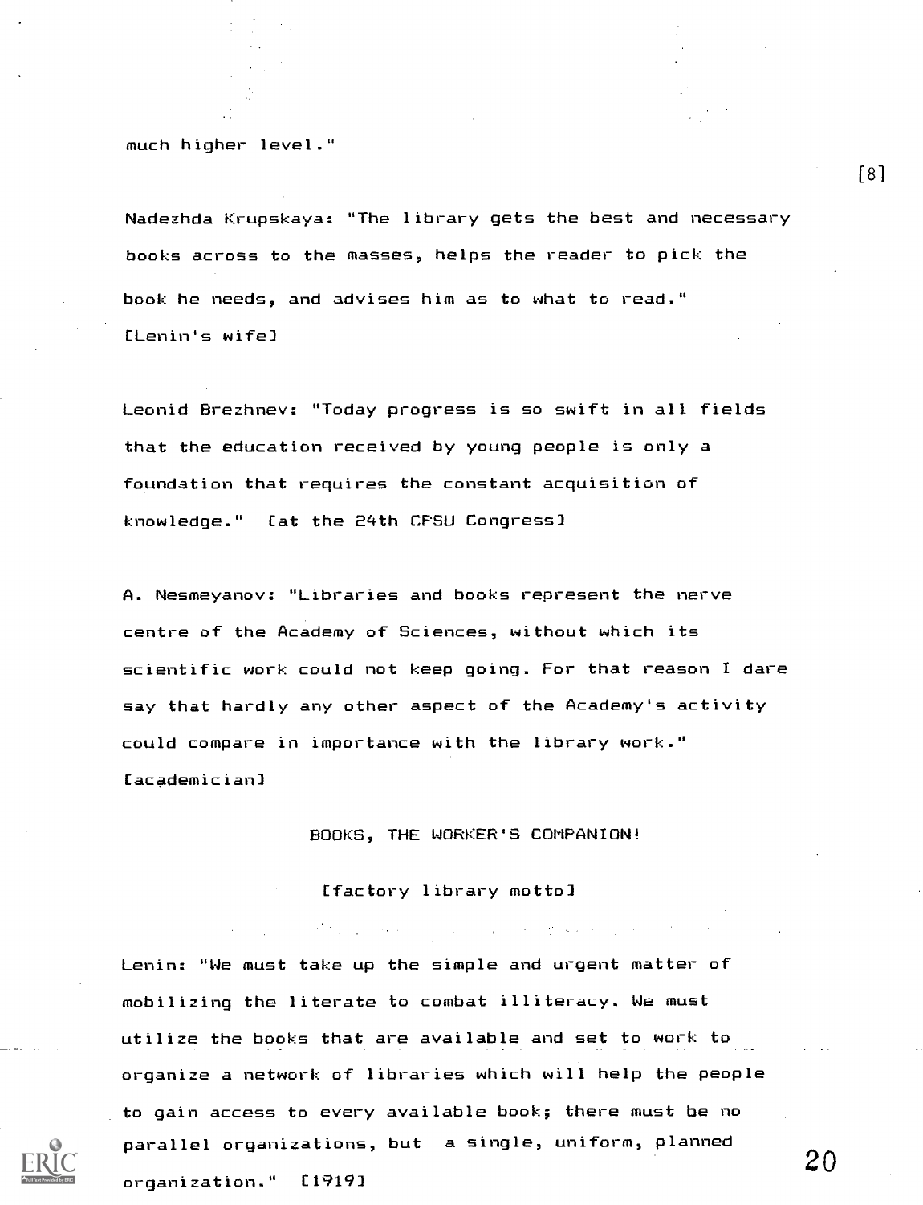much higher level."

Nadezhda Krupskaya: "The library gets the best and necessary books across to the masses, helps the reader to pick the book he needs, and advises him as to what to read." [Lenin's wife]

Leonid Brezhnev: "Today progress is so swift in all fields that the education received by young people is only a foundation that requires the constant acquisition of knowledge." [at the 24th CPSU Congress]

A. Nesmeyanov: "Libraries and books represent the nerve centre of the Academy of Sciences, without which its scientific work could not keep going. For that reason I dare say that hardly any other aspect of the Academy's activity could compare in importance with the library work." [academician]

BOOKS, THE WORKER'S COMPANION!

[factory library motto]

Lenin: "We must take up the simple and urgent matter of mobilizing the literate to combat illiteracy. We must utilize the books that are available and set to work to organize a network of libraries which will help the people to gain access to every available book; there must be no parallel organizations, but a single, uniform, planned organization." [1919]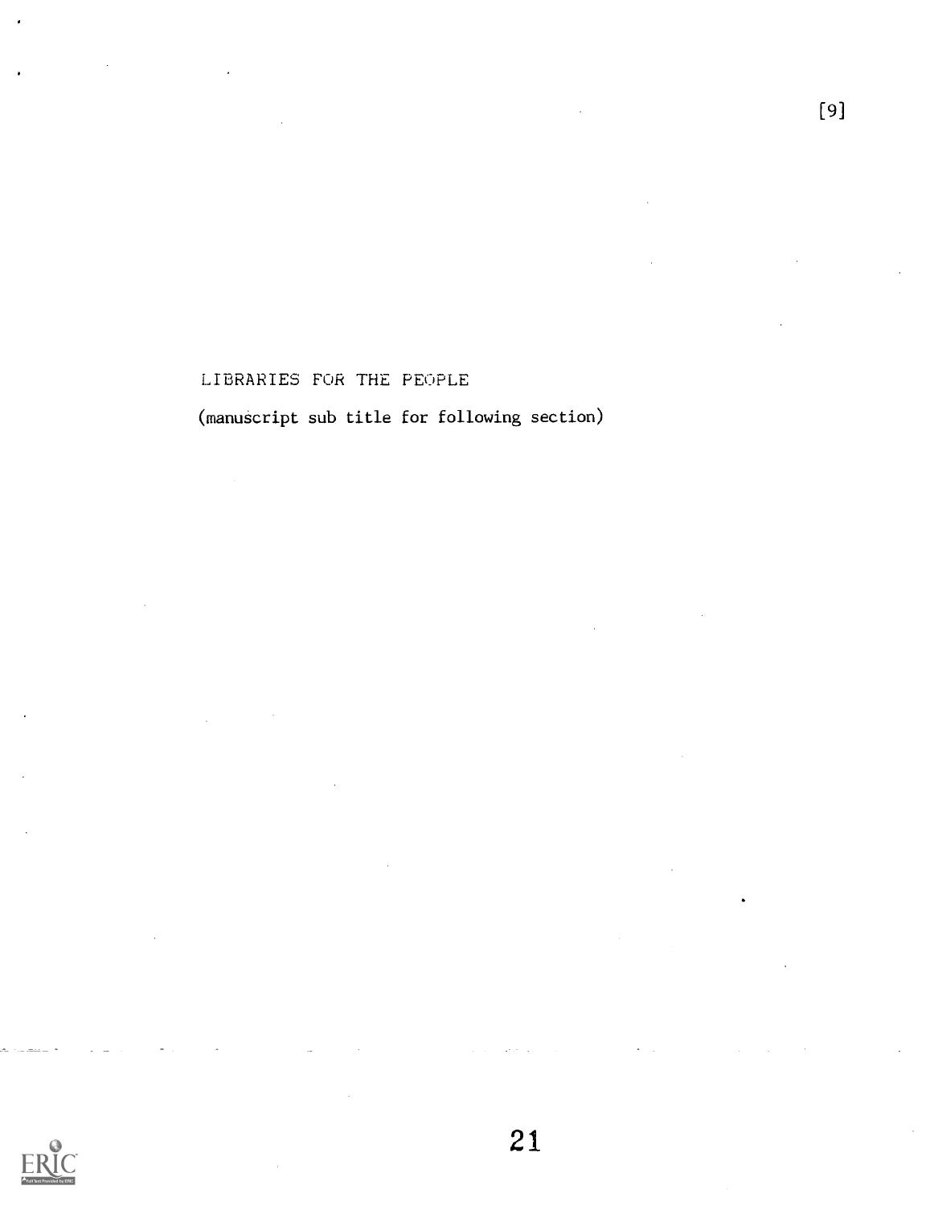LIBRARIES FOR THE PEOPLE

(manuscript sub title for following section)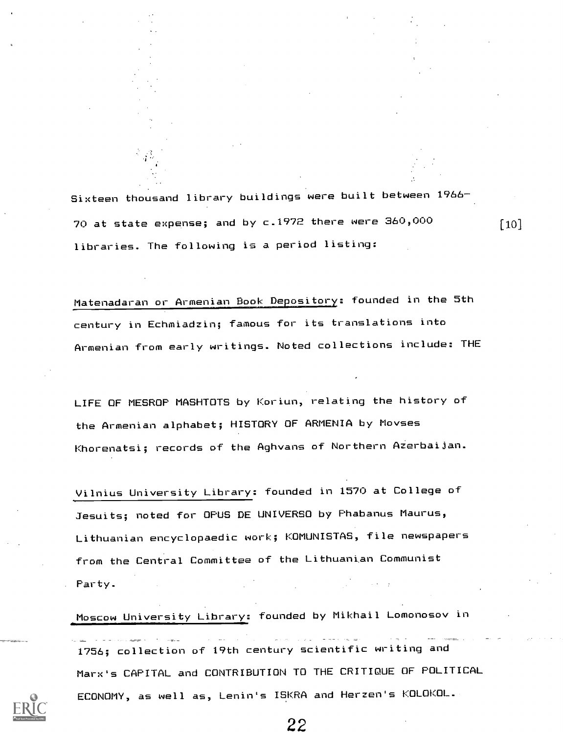Sixteen thousand library buildings were built between 1966-70 at state expense; and by c.1972 there were 360,000 libraries. The following is a period listing: [10]

Matenadaran or Armenian Book Depository: founded in the 5th century in Echmiadzin; famous for its translations into Armenian from early writings. Noted collections include: THE LIFE OF MESROP MASHTOTS by Koriun, relating the history of the Armenian alphabet; HISTORY OF ARMENIA by Movses Khorenatsi; records of the Aghvans of Northern Azerbaijan.

Vilnius University Library: founded in 1570 at College of Jesuits; noted for OPUS DE UNIVERSO by Phabanus Maurus, Lithuanian encyclopaedic work; KOMUNISTAS, file newspapers from the Central Committee of the Lithuanian Communist Party.

Moscow University Library: founded by Mikhail Lomonosov in 1756; collection of 19th century scientific writing and Marx's CAPITAL and CONTRIBUTION TO THE CRITIQUE OF POLITICAL ECONOMY, as well as, Lenin's ISKRA and Herzen's KOLOKOL.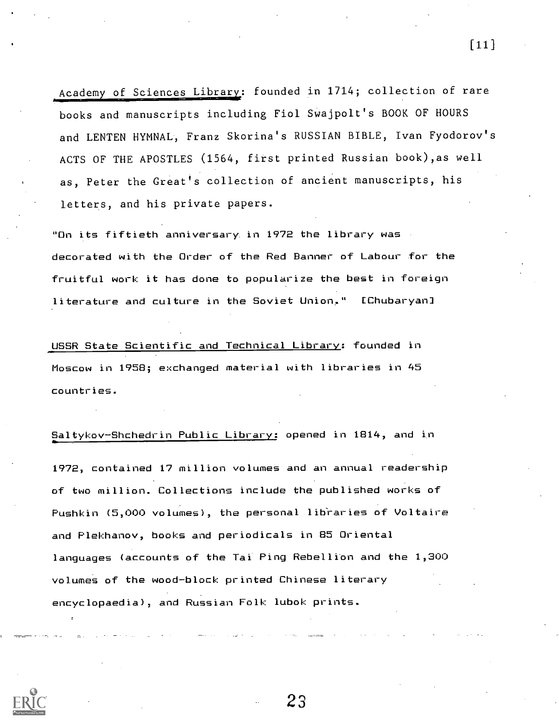Academy of Sciences Library: founded in 1714; collection of rare books and manuscripts including Fiol Swajpolt's BOOK OF HOURS and LENTEN HYMNAL, Franz Skorina's RUSSIAN BIBLE, Ivan Fyodorov's ACTS OF THE APOSTLES (1564, first printed Russian book),as well as, Peter the Great's collection of ancient manuscripts, his letters, and his private papers.

"On its fiftieth anniversary in 1972 the library was decorated with the Order of the Red Banner of Labour for the fruitful work it has done to popularize the best in foreign literature and culture in the Soviet Union." [Chubaryan]

USSR State Scientific and Technical Library: founded in Moscow in 1958; exchanged material with libraries in 45 countries.

Saltykov-Shchedrin Public Library: opened in 1814, and in 1972, contained 17 million volumes and an annual readership of two million. Collections include the published works of Pushkin (5,000 volumes), the personal libraries of Voltaire and Plekhanov, books and periodicals in 85 Oriental languages (accounts of the Tai Ping Rebellion and the 1,300 volumes of the wood-block printed Chinese literary encyclopaedia), and Russian Folk lubok prints.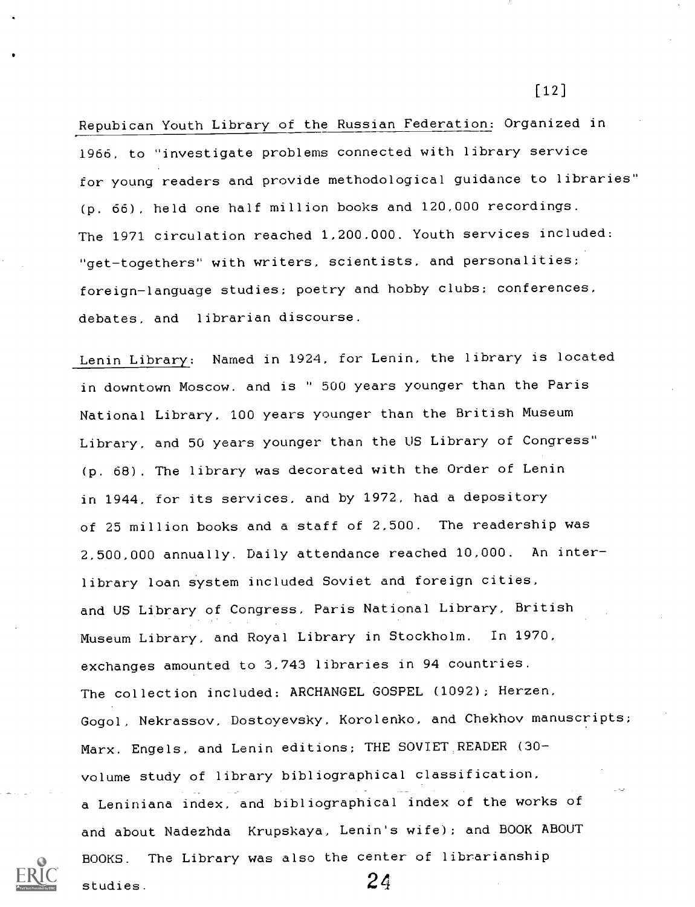Repubican Youth Library of the Russian Federation: Organized in 1966, to "investigate problems connected with library service for young readers and provide methodological guidance to libraries" (p. 66), held one half million books and 120,000 recordings. The 1971 circulation reached 1,200,000. Youth services included: "get-togethers" with writers, scientists, and personalities; foreign-language studies; poetry and hobby clubs; conferences, debates, and librarian discourse.

Lenin Library: Named in 1924, for Lenin, the library is located in downtown Moscow. and is " 500 years younger than the Paris National Library, 100 years younger than the British Museum Library, and 50 years younger than the US Library of Congress" (p. 68). The library was decorated with the Order of Lenin in 1944, for its services, and by 1972, had a depository of 25 million books and a staff of 2,500. The readership was 2,500,000 annually. Daily attendance reached 10,000. An inter-library loan system included Soviet and foreign cities, and US Library of Congress, Paris National Library, British Museum Library, and Royal Library in Stockholm. In 1970, exchanges amounted to 3,743 libraries in 94 countries. The collection included: ARCHANGEL GOSPEL (1092); Herzen, Gogol, Nekrassov, Dostoyevsky, Korolenko, and Chekhov manuscripts; Marx. Engels, and Lenin editions; THE SOVIET READER (30-volume study of library bibliographical classification, a Leniniana index, and bibliographical index of the works of and about Nadezhda Krupskaya, Lenin's wife); and BOOK ABOUT BOOKS. The Library was also the center of librarianship studies.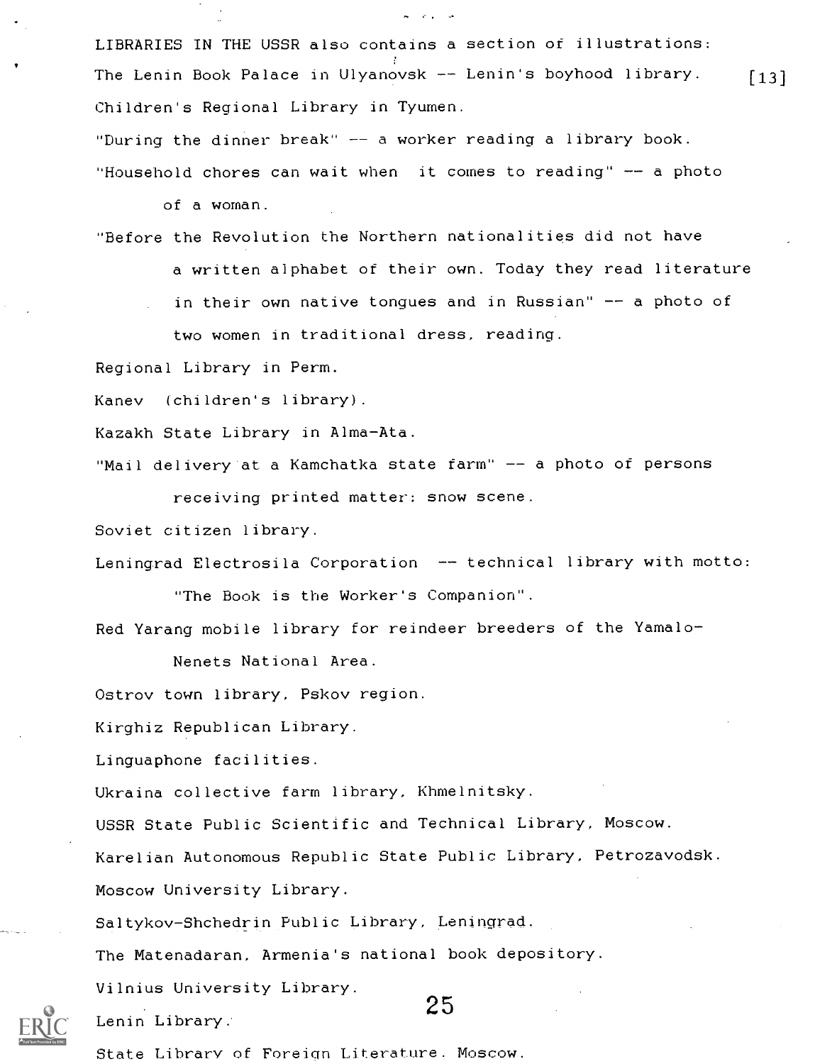LIBRARIES IN THE USSR also contains a section of illustrations:

The Lenin Book Palace in Ulyanovsk -- Lenin's boyhood library. [13]

Children's Regional Library in Tyumen.

"During the dinner break" -- a worker reading a library book.

"Household chores can wait when it comes to reading" -- a photo of a woman.

"Before the Revolution the Northern nationalities did not have a written alphabet of their own. Today they read literature in their own native tongues and in Russian" -- a photo of two women in traditional dress, reading.

Regional Library in Perm.

Kanev (children's library).

Kazakh State Library in Alma-Ata.

"Mail delivery at a Kamchatka state farm" -- a photo of persons receiving printed matter: snow scene.

Soviet citizen library.

Leningrad Electrosila Corporation -- technical library with motto: "The Book is the Worker's Companion".

Red Yarang mobile library for reindeer breeders of the Yamalo-Nenets National Area.

Ostrov town library, Pskov region.

Kirghiz Republican Library.

Linguaphone facilities.

Ukraina collective farm library, Khmelnitsky.

USSR State Public Scientific and Technical Library, Moscow.

Karelian Autonomous Republic State Public Library, Petrozavodsk.

Moscow University Library.

Saltykov-Shchedrin Public Library, Leningrad.

The Matenadaran, Armenia's national book depository.

Vilnius University Library.

Lenin Library.

State Library of Foreign Literature, Moscow.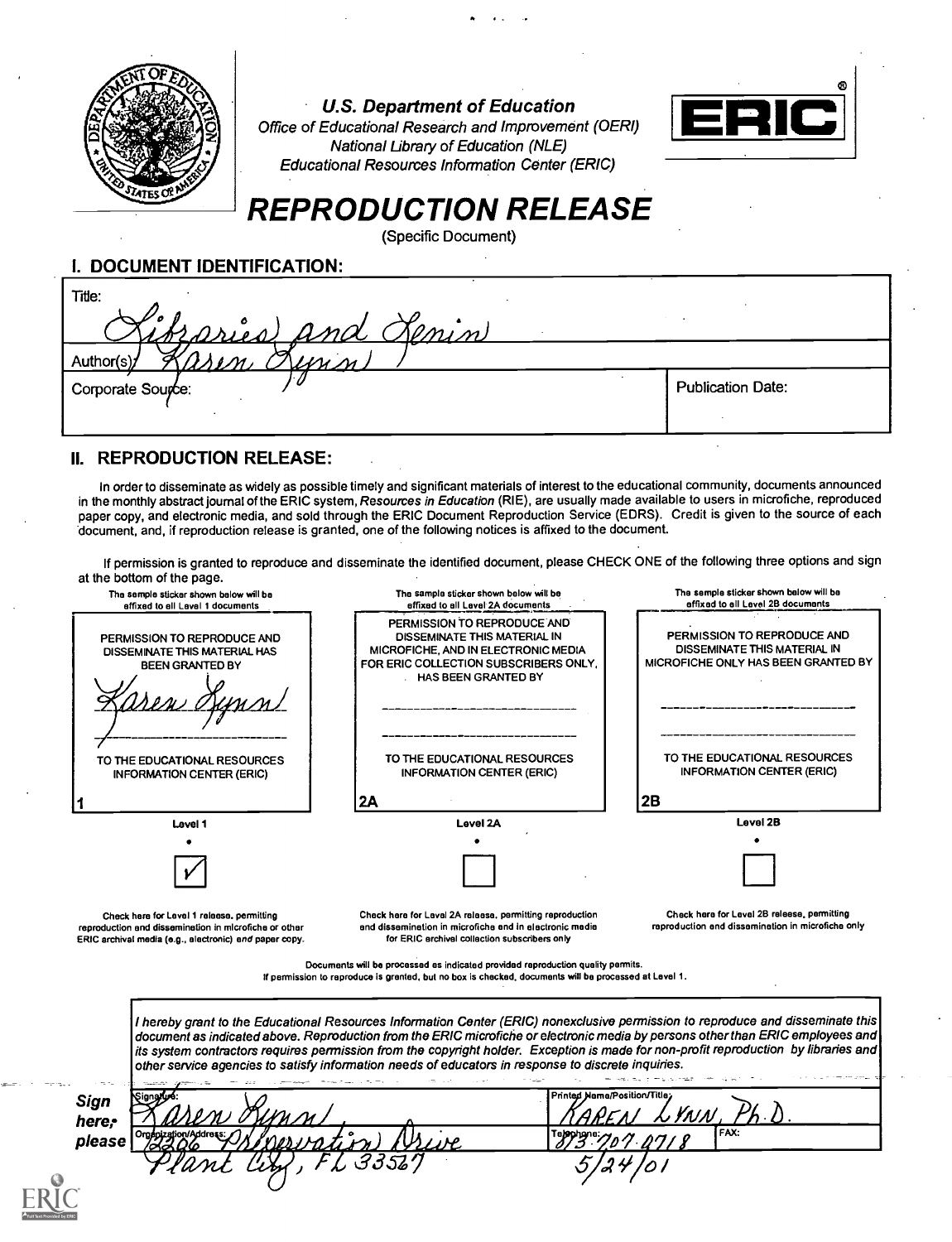**U.S. Department of Education**
*Office of Educational Research and Improvement (OERI)*
*National Library of Education (NLE)*
*Educational Resources Information Center (ERIC)*

ERIC®

# REPRODUCTION RELEASE

(Specific Document)

## I. DOCUMENT IDENTIFICATION:

| | |
|---|---|
| Title: Libraries and Lenin | |
| Author(s): Karen Lynn | |
| Corporate Source: | Publication Date: |

## II. REPRODUCTION RELEASE:

In order to disseminate as widely as possible timely and significant materials of interest to the educational community, documents announced in the monthly abstract journal of the ERIC system, *Resources in Education* (RIE), are usually made available to users in microfiche, reproduced paper copy, and electronic media, and sold through the ERIC Document Reproduction Service (EDRS). Credit is given to the source of each document, and, if reproduction release is granted, one of the following notices is affixed to the document.

If permission is granted to reproduce and disseminate the identified document, please CHECK ONE of the following three options and sign at the bottom of the page.

| The sample sticker shown below will be affixed to all Level 1 documents | The sample sticker shown below will be affixed to all Level 2A documents | The sample sticker shown below will be affixed to all Level 2B documents |
|---|---|---|
| PERMISSION TO REPRODUCE AND DISSEMINATE THIS MATERIAL HAS BEEN GRANTED BY Karen Lynn TO THE EDUCATIONAL RESOURCES INFORMATION CENTER (ERIC) | PERMISSION TO REPRODUCE AND DISSEMINATE THIS MATERIAL IN MICROFICHE, AND IN ELECTRONIC MEDIA FOR ERIC COLLECTION SUBSCRIBERS ONLY, HAS BEEN GRANTED BY TO THE EDUCATIONAL RESOURCES INFORMATION CENTER (ERIC) | PERMISSION TO REPRODUCE AND DISSEMINATE THIS MATERIAL IN MICROFICHE ONLY HAS BEEN GRANTED BY TO THE EDUCATIONAL RESOURCES INFORMATION CENTER (ERIC) |
| 1 | 2A | 2B |
| Level 1 | Level 2A | Level 2B |
| ☑ | ☐ | ☐ |
| Check here for Level 1 release, permitting reproduction and dissemination in microfiche or other ERIC archival media (e.g., electronic) *and* paper copy. | Check here for Level 2A release, permitting reproduction and dissemination in microfiche and in electronic media for ERIC archival collection subscribers only | Check here for Level 2B release, permitting reproduction and dissemination in microfiche only |

Documents will be processed as indicated provided reproduction quality permits.
If permission to reproduce is granted, but no box is checked, documents will be processed at Level 1.

*I hereby grant to the Educational Resources Information Center (ERIC) nonexclusive permission to reproduce and disseminate this document as indicated above. Reproduction from the ERIC microfiche or electronic media by persons other than ERIC employees and its system contractors requires permission from the copyright holder. Exception is made for non-profit reproduction by libraries and other service agencies to satisfy information needs of educators in response to discrete inquiries.*

**Sign here, please**

| | | |
|---|---|---|
| Signature: Karen Lynn | Printed Name/Position/Title: KAREN LYNN, Ph.D. | |
| Organization/Address: 3306 Preservation Drive Plant City, FL 33567 | Telephone: 813-707-0718 | FAX: |
| | 5/24/01 | |